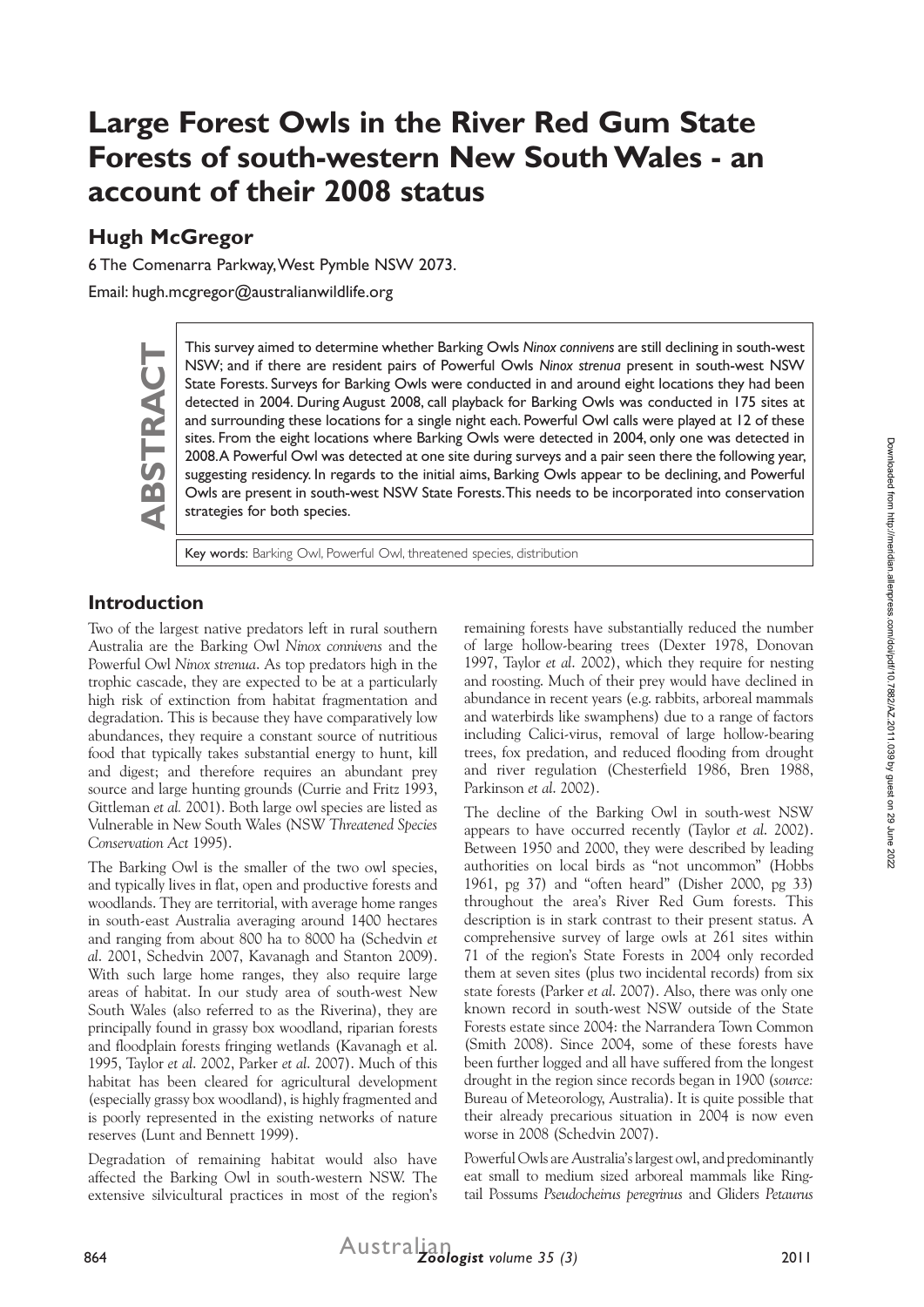# Large Forest Owls in the River Red Gum State Forests of south-western New South Wales - an account of their 2008 status

## Hugh McGregor

6 The Comenarra Parkway, West Pymble NSW 2073.

Email: hugh.mcgregor@australianwildlife.org

**ABSTRACT**

This survey aimed to determine whether Barking Owls *Ninox connivens* are still declining in south-west NSW; and if there are resident pairs of Powerful Owls *Ninox strenua* present in south-west NSW State Forests. Surveys for Barking Owls were conducted in and around eight locations they had been detected in 2004. During August 2008, call playback for Barking Owls was conducted in 175 sites at and surrounding these locations for a single night each. Powerful Owl calls were played at 12 of these sites. From the eight locations where Barking Owls were detected in 2004, only one was detected in 2008. A Powerful Owl was detected at one site during surveys and a pair seen there the following year, suggesting residency. In regards to the initial aims, Barking Owls appear to be declining, and Powerful Owls are present in south-west NSW State Forests. This needs to be incorporated into conservation strategies for both species.

Key words: Barking Owl, Powerful Owl, threatened species, distribution

## Introduction

Two of the largest native predators left in rural southern Australia are the Barking Owl *Ninox connivens* and the Powerful Owl *Ninox strenua*. As top predators high in the trophic cascade, they are expected to be at a particularly high risk of extinction from habitat fragmentation and degradation. This is because they have comparatively low abundances, they require a constant source of nutritious food that typically takes substantial energy to hunt, kill and digest; and therefore requires an abundant prey source and large hunting grounds (Currie and Fritz 1993, Gittleman *et al.* 2001). Both large owl species are listed as Vulnerable in New South Wales (NSW *Threatened Species Conservation Act* 1995).

The Barking Owl is the smaller of the two owl species, and typically lives in flat, open and productive forests and woodlands. They are territorial, with average home ranges in south-east Australia averaging around 1400 hectares and ranging from about 800 ha to 8000 ha (Schedvin *et al.* 2001, Schedvin 2007, Kavanagh and Stanton 2009). With such large home ranges, they also require large areas of habitat. In our study area of south-west New South Wales (also referred to as the Riverina), they are principally found in grassy box woodland, riparian forests and floodplain forests fringing wetlands (Kavanagh et al. 1995, Taylor *et al.* 2002, Parker *et al.* 2007). Much of this habitat has been cleared for agricultural development (especially grassy box woodland), is highly fragmented and is poorly represented in the existing networks of nature reserves (Lunt and Bennett 1999).

Degradation of remaining habitat would also have affected the Barking Owl in south-western NSW. The extensive silvicultural practices in most of the region's remaining forests have substantially reduced the number of large hollow-bearing trees (Dexter 1978, Donovan 1997, Taylor *et al.* 2002), which they require for nesting and roosting. Much of their prey would have declined in abundance in recent years (e.g. rabbits, arboreal mammals and waterbirds like swamphens) due to a range of factors including Calici-virus, removal of large hollow-bearing trees, fox predation, and reduced flooding from drought and river regulation (Chesterfield 1986, Bren 1988, Parkinson *et al.* 2002).

The decline of the Barking Owl in south-west NSW appears to have occurred recently (Taylor *et al.* 2002). Between 1950 and 2000, they were described by leading authorities on local birds as "not uncommon" (Hobbs 1961, pg 37) and "often heard" (Disher 2000, pg 33) throughout the area's River Red Gum forests. This description is in stark contrast to their present status. A comprehensive survey of large owls at 261 sites within 71 of the region's State Forests in 2004 only recorded them at seven sites (plus two incidental records) from six state forests (Parker *et al.* 2007). Also, there was only one known record in south-west NSW outside of the State Forests estate since 2004: the Narrandera Town Common (Smith 2008). Since 2004, some of these forests have been further logged and all have suffered from the longest drought in the region since records began in 1900 (*source:* Bureau of Meteorology, Australia). It is quite possible that their already precarious situation in 2004 is now even worse in 2008 (Schedvin 2007).

Powerful Owls are Australia's largest owl, and predominantly eat small to medium sized arboreal mammals like Ring-tail Possums *Pseudocheirus peregrinus* and Gliders *Petaurus*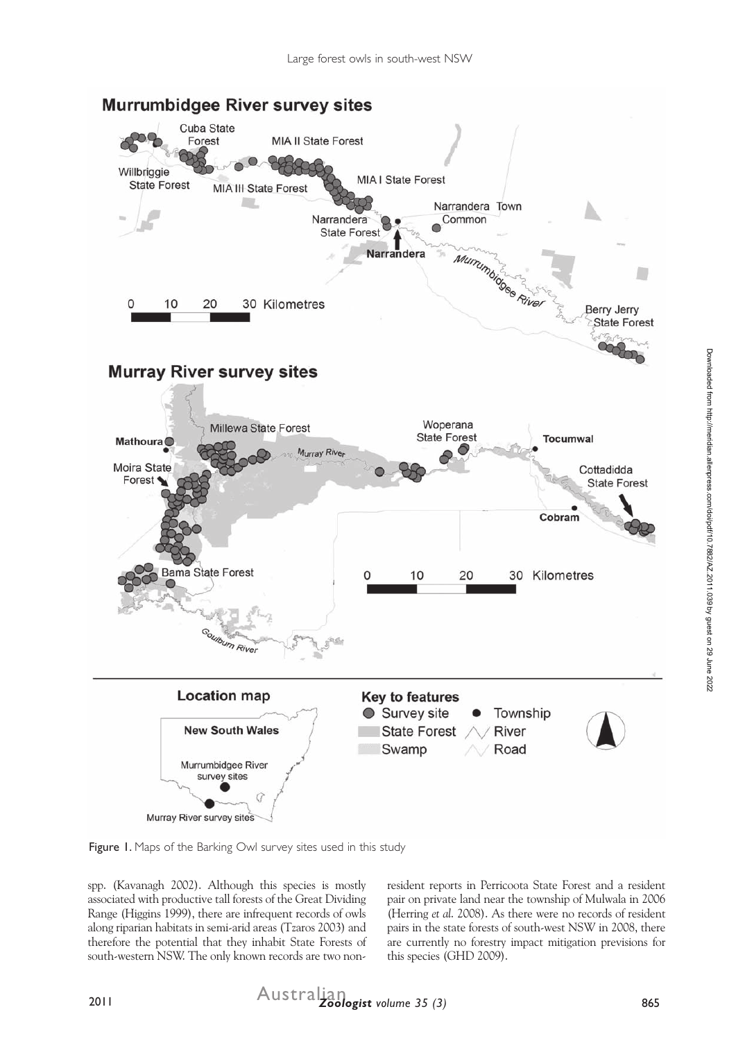Figure 1. Maps of the Barking Owl survey sites used in this study

spp. (Kavanagh 2002). Although this species is mostly associated with productive tall forests of the Great Dividing Range (Higgins 1999), there are infrequent records of owls along riparian habitats in semi-arid areas (Tzaros 2003) and therefore the potential that they inhabit State Forests of south-western NSW. The only known records are two non-resident reports in Perricoota State Forest and a resident pair on private land near the township of Mulwala in 2006 (Herring *et al.* 2008). As there were no records of resident pairs in the state forests of south-west NSW in 2008, there are currently no forestry impact mitigation previsions for this species (GHD 2009).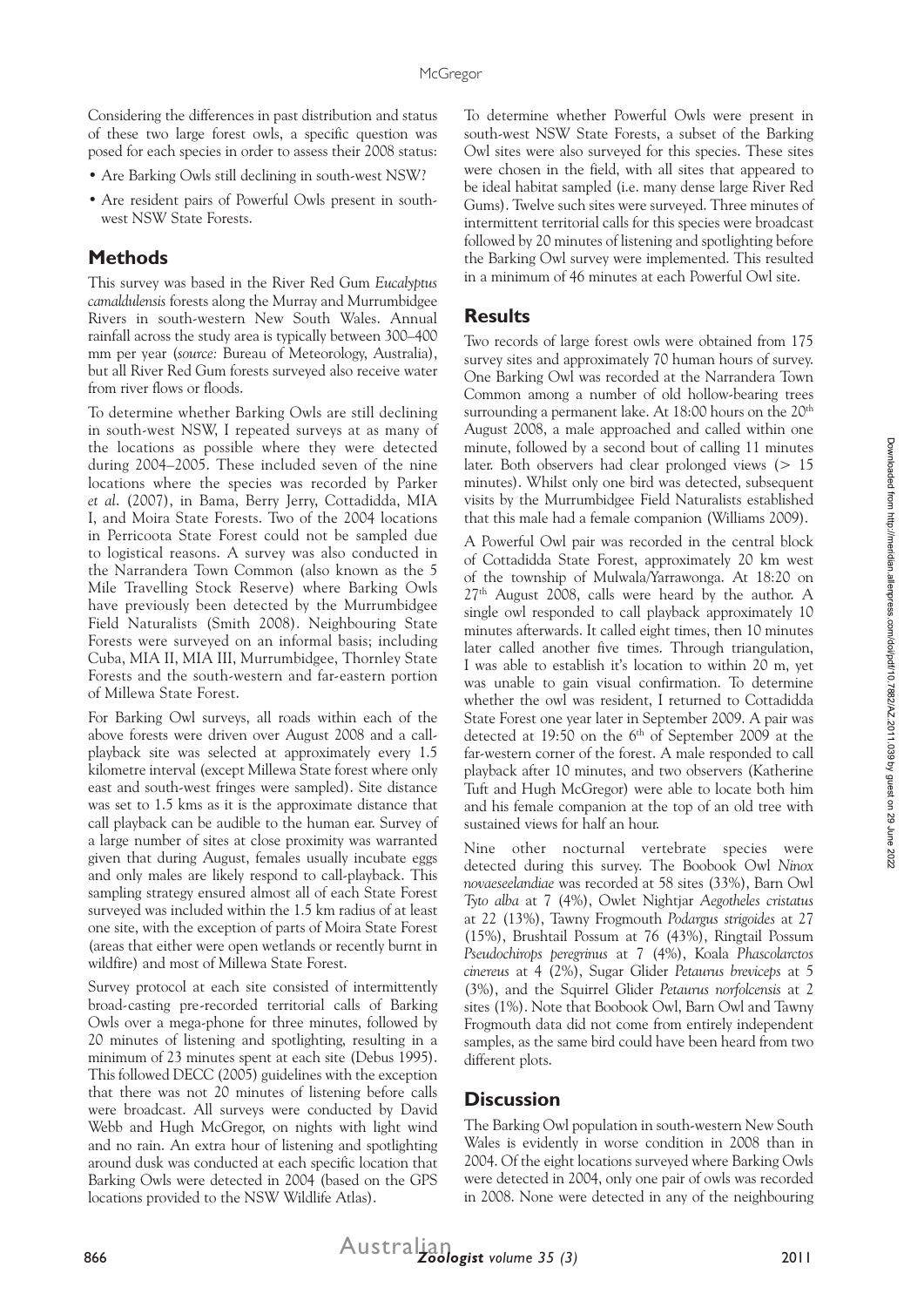Considering the differences in past distribution and status of these two large forest owls, a specific question was posed for each species in order to assess their 2008 status:

- Are Barking Owls still declining in south-west NSW?
- Are resident pairs of Powerful Owls present in south-west NSW State Forests.

## Methods

This survey was based in the River Red Gum *Eucalyptus camaldulensis* forests along the Murray and Murrumbidgee Rivers in south-western New South Wales. Annual rainfall across the study area is typically between 300–400 mm per year (*source:* Bureau of Meteorology, Australia), but all River Red Gum forests surveyed also receive water from river flows or floods.

To determine whether Barking Owls are still declining in south-west NSW, I repeated surveys at as many of the locations as possible where they were detected during 2004–2005. These included seven of the nine locations where the species was recorded by Parker *et al*. (2007), in Bama, Berry Jerry, Cottadidda, MIA I, and Moira State Forests. Two of the 2004 locations in Perricoota State Forest could not be sampled due to logistical reasons. A survey was also conducted in the Narrandera Town Common (also known as the 5 Mile Travelling Stock Reserve) where Barking Owls have previously been detected by the Murrumbidgee Field Naturalists (Smith 2008). Neighbouring State Forests were surveyed on an informal basis; including Cuba, MIA II, MIA III, Murrumbidgee, Thornley State Forests and the south-western and far-eastern portion of Millewa State Forest.

For Barking Owl surveys, all roads within each of the above forests were driven over August 2008 and a call-playback site was selected at approximately every 1.5 kilometre interval (except Millewa State forest where only east and south-west fringes were sampled). Site distance was set to 1.5 kms as it is the approximate distance that call playback can be audible to the human ear. Survey of a large number of sites at close proximity was warranted given that during August, females usually incubate eggs and only males are likely respond to call-playback. This sampling strategy ensured almost all of each State Forest surveyed was included within the 1.5 km radius of at least one site, with the exception of parts of Moira State Forest (areas that either were open wetlands or recently burnt in wildfire) and most of Millewa State Forest.

Survey protocol at each site consisted of intermittently broad-casting pre-recorded territorial calls of Barking Owls over a mega-phone for three minutes, followed by 20 minutes of listening and spotlighting, resulting in a minimum of 23 minutes spent at each site (Debus 1995). This followed DECC (2005) guidelines with the exception that there was not 20 minutes of listening before calls were broadcast. All surveys were conducted by David Webb and Hugh McGregor, on nights with light wind and no rain. An extra hour of listening and spotlighting around dusk was conducted at each specific location that Barking Owls were detected in 2004 (based on the GPS locations provided to the NSW Wildlife Atlas).

To determine whether Powerful Owls were present in south-west NSW State Forests, a subset of the Barking Owl sites were also surveyed for this species. These sites were chosen in the field, with all sites that appeared to be ideal habitat sampled (i.e. many dense large River Red Gums). Twelve such sites were surveyed. Three minutes of intermittent territorial calls for this species were broadcast followed by 20 minutes of listening and spotlighting before the Barking Owl survey were implemented. This resulted in a minimum of 46 minutes at each Powerful Owl site.

## Results

Two records of large forest owls were obtained from 175 survey sites and approximately 70 human hours of survey. One Barking Owl was recorded at the Narrandera Town Common among a number of old hollow-bearing trees surrounding a permanent lake. At 18:00 hours on the 20th August 2008, a male approached and called within one minute, followed by a second bout of calling 11 minutes later. Both observers had clear prolonged views (> 15 minutes). Whilst only one bird was detected, subsequent visits by the Murrumbidgee Field Naturalists established that this male had a female companion (Williams 2009).

A Powerful Owl pair was recorded in the central block of Cottadidda State Forest, approximately 20 km west of the township of Mulwala/Yarrawonga. At 18:20 on 27th August 2008, calls were heard by the author. A single owl responded to call playback approximately 10 minutes afterwards. It called eight times, then 10 minutes later called another five times. Through triangulation, I was able to establish it's location to within 20 m, yet was unable to gain visual confirmation. To determine whether the owl was resident, I returned to Cottadidda State Forest one year later in September 2009. A pair was detected at 19:50 on the 6th of September 2009 at the far-western corner of the forest. A male responded to call playback after 10 minutes, and two observers (Katherine Tuft and Hugh McGregor) were able to locate both him and his female companion at the top of an old tree with sustained views for half an hour.

Nine other nocturnal vertebrate species were detected during this survey. The Boobook Owl *Ninox novaeseelandiae* was recorded at 58 sites (33%), Barn Owl *Tyto alba* at 7 (4%), Owlet Nightjar *Aegotheles cristatus* at 22 (13%), Tawny Frogmouth *Podargus strigoides* at 27 (15%), Brushtail Possum at 76 (43%), Ringtail Possum *Pseudochirops peregrinus* at 7 (4%), Koala *Phascolarctos cinereus* at 4 (2%), Sugar Glider *Petaurus breviceps* at 5 (3%), and the Squirrel Glider *Petaurus norfolcensis* at 2 sites (1%). Note that Boobook Owl, Barn Owl and Tawny Frogmouth data did not come from entirely independent samples, as the same bird could have been heard from two different plots.

## Discussion

The Barking Owl population in south-western New South Wales is evidently in worse condition in 2008 than in 2004. Of the eight locations surveyed where Barking Owls were detected in 2004, only one pair of owls was recorded in 2008. None were detected in any of the neighbouring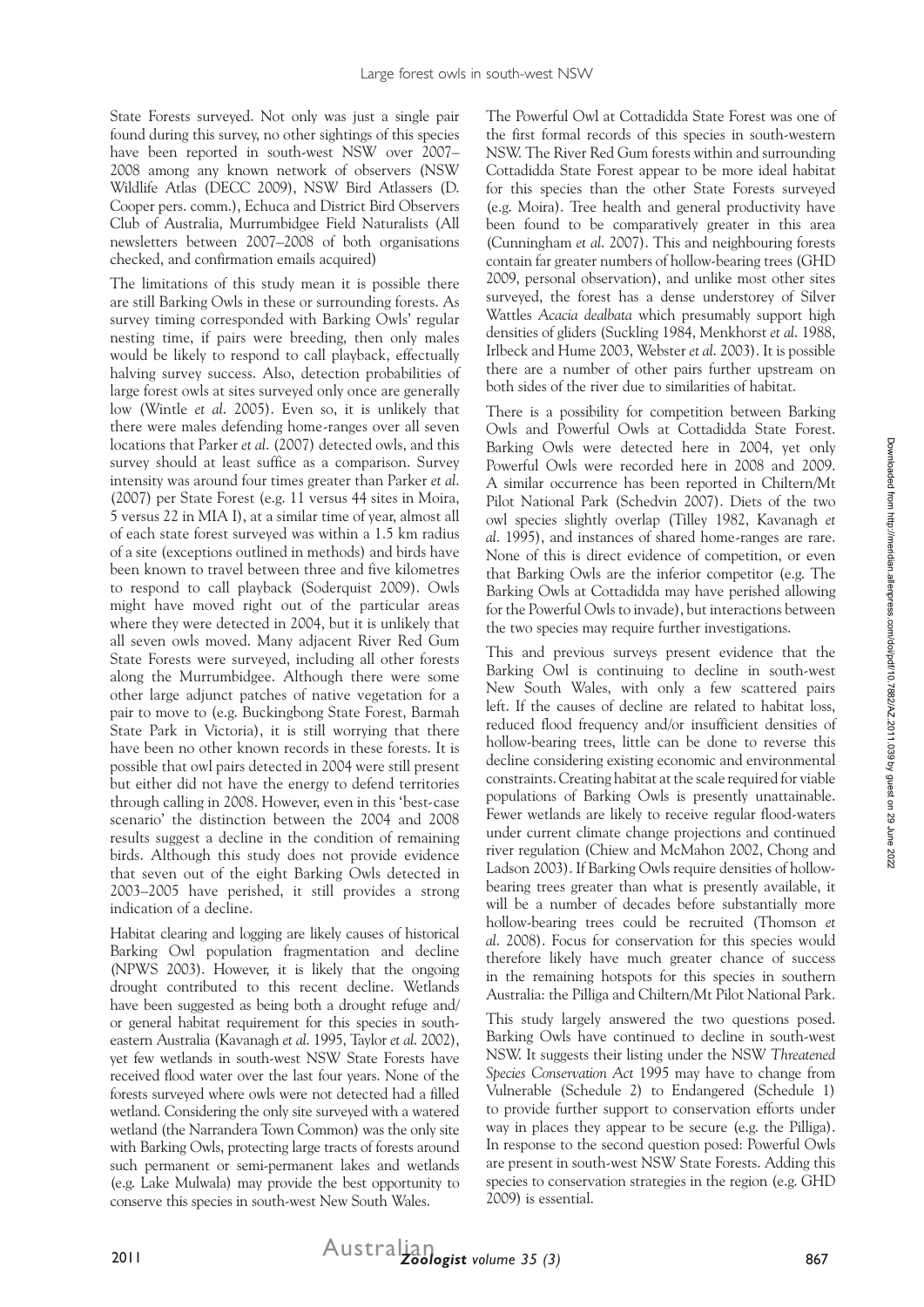State Forests surveyed. Not only was just a single pair found during this survey, no other sightings of this species have been reported in south-west NSW over 2007–2008 among any known network of observers (NSW Wildlife Atlas (DECC 2009), NSW Bird Atlassers (D. Cooper pers. comm.), Echuca and District Bird Observers Club of Australia, Murrumbidgee Field Naturalists (All newsletters between 2007–2008 of both organisations checked, and confirmation emails acquired)

The limitations of this study mean it is possible there are still Barking Owls in these or surrounding forests. As survey timing corresponded with Barking Owls' regular nesting time, if pairs were breeding, then only males would be likely to respond to call playback, effectually halving survey success. Also, detection probabilities of large forest owls at sites surveyed only once are generally low (Wintle *et al*. 2005). Even so, it is unlikely that there were males defending home-ranges over all seven locations that Parker *et al*. (2007) detected owls, and this survey should at least suffice as a comparison. Survey intensity was around four times greater than Parker *et al*. (2007) per State Forest (e.g. 11 versus 44 sites in Moira, 5 versus 22 in MIA I), at a similar time of year, almost all of each state forest surveyed was within a 1.5 km radius of a site (exceptions outlined in methods) and birds have been known to travel between three and five kilometres to respond to call playback (Soderquist 2009). Owls might have moved right out of the particular areas where they were detected in 2004, but it is unlikely that all seven owls moved. Many adjacent River Red Gum State Forests were surveyed, including all other forests along the Murrumbidgee. Although there were some other large adjunct patches of native vegetation for a pair to move to (e.g. Buckingbong State Forest, Barmah State Park in Victoria), it is still worrying that there have been no other known records in these forests. It is possible that owl pairs detected in 2004 were still present but either did not have the energy to defend territories through calling in 2008. However, even in this 'best-case scenario' the distinction between the 2004 and 2008 results suggest a decline in the condition of remaining birds. Although this study does not provide evidence that seven out of the eight Barking Owls detected in 2003–2005 have perished, it still provides a strong indication of a decline.

Habitat clearing and logging are likely causes of historical Barking Owl population fragmentation and decline (NPWS 2003). However, it is likely that the ongoing drought contributed to this recent decline. Wetlands have been suggested as being both a drought refuge and/or general habitat requirement for this species in south-eastern Australia (Kavanagh *et al*. 1995, Taylor *et al*. 2002), yet few wetlands in south-west NSW State Forests have received flood water over the last four years. None of the forests surveyed where owls were not detected had a filled wetland. Considering the only site surveyed with a watered wetland (the Narrandera Town Common) was the only site with Barking Owls, protecting large tracts of forests around such permanent or semi-permanent lakes and wetlands (e.g. Lake Mulwala) may provide the best opportunity to conserve this species in south-west New South Wales.

The Powerful Owl at Cottadidda State Forest was one of the first formal records of this species in south-western NSW. The River Red Gum forests within and surrounding Cottadidda State Forest appear to be more ideal habitat for this species than the other State Forests surveyed (e.g. Moira). Tree health and general productivity have been found to be comparatively greater in this area (Cunningham *et al*. 2007). This and neighbouring forests contain far greater numbers of hollow-bearing trees (GHD 2009, personal observation), and unlike most other sites surveyed, the forest has a dense understorey of Silver Wattles *Acacia dealbata* which presumably support high densities of gliders (Suckling 1984, Menkhorst *et al*. 1988, Irlbeck and Hume 2003, Webster *et al*. 2003). It is possible there are a number of other pairs further upstream on both sides of the river due to similarities of habitat.

There is a possibility for competition between Barking Owls and Powerful Owls at Cottadidda State Forest. Barking Owls were detected here in 2004, yet only Powerful Owls were recorded here in 2008 and 2009. A similar occurrence has been reported in Chiltern/Mt Pilot National Park (Schedvin 2007). Diets of the two owl species slightly overlap (Tilley 1982, Kavanagh *et al*. 1995), and instances of shared home-ranges are rare. None of this is direct evidence of competition, or even that Barking Owls are the inferior competitor (e.g. The Barking Owls at Cottadidda may have perished allowing for the Powerful Owls to invade), but interactions between the two species may require further investigations.

This and previous surveys present evidence that the Barking Owl is continuing to decline in south-west New South Wales, with only a few scattered pairs left. If the causes of decline are related to habitat loss, reduced flood frequency and/or insufficient densities of hollow-bearing trees, little can be done to reverse this decline considering existing economic and environmental constraints. Creating habitat at the scale required for viable populations of Barking Owls is presently unattainable. Fewer wetlands are likely to receive regular flood-waters under current climate change projections and continued river regulation (Chiew and McMahon 2002, Chong and Ladson 2003). If Barking Owls require densities of hollow-bearing trees greater than what is presently available, it will be a number of decades before substantially more hollow-bearing trees could be recruited (Thomson *et al*. 2008). Focus for conservation for this species would therefore likely have much greater chance of success in the remaining hotspots for this species in southern Australia: the Pilliga and Chiltern/Mt Pilot National Park.

This study largely answered the two questions posed. Barking Owls have continued to decline in south-west NSW. It suggests their listing under the NSW *Threatened Species Conservation Act* 1995 may have to change from Vulnerable (Schedule 2) to Endangered (Schedule 1) to provide further support to conservation efforts under way in places they appear to be secure (e.g. the Pilliga). In response to the second question posed: Powerful Owls are present in south-west NSW State Forests. Adding this species to conservation strategies in the region (e.g. GHD 2009) is essential.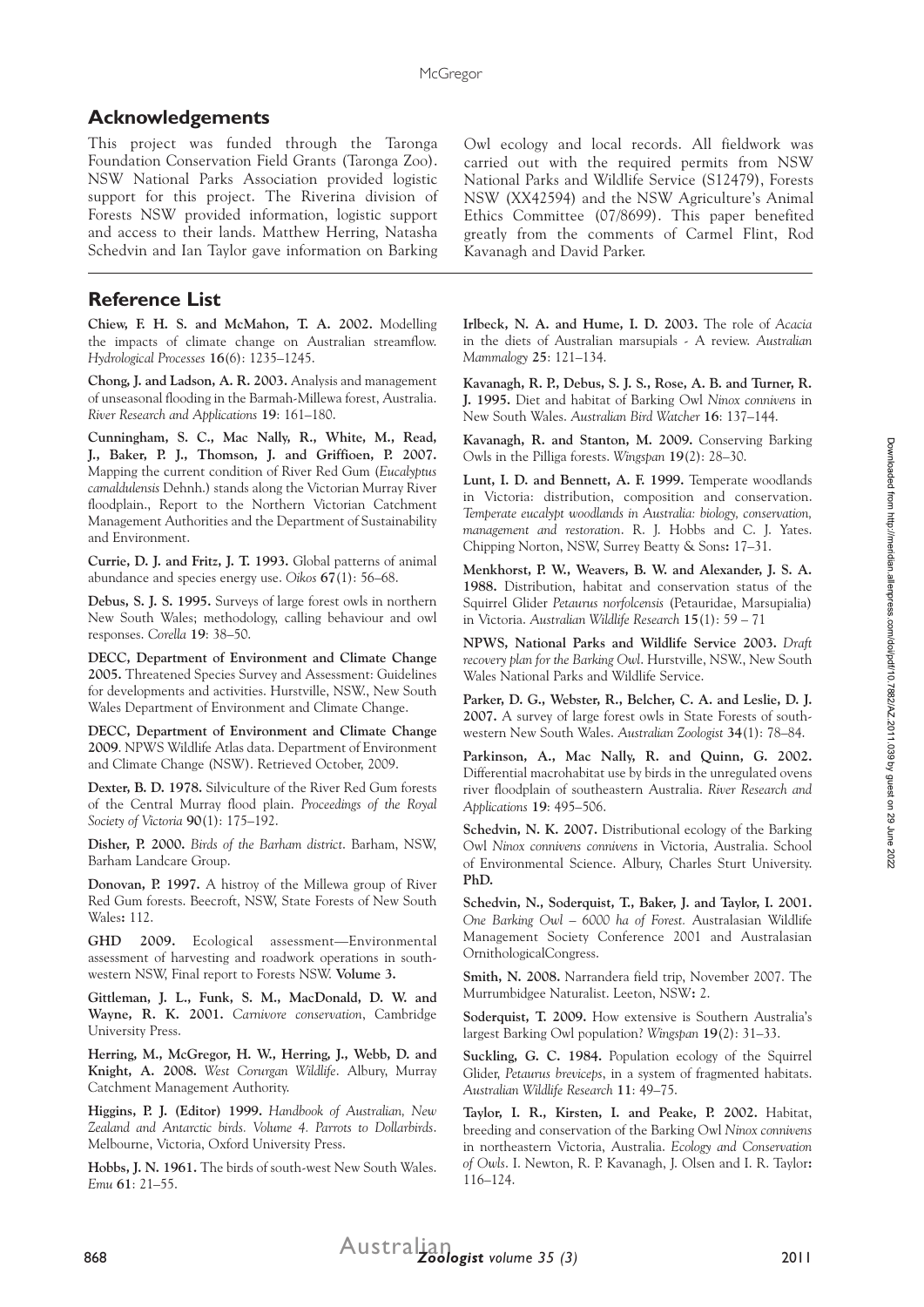## Acknowledgements

This project was funded through the Taronga Foundation Conservation Field Grants (Taronga Zoo). NSW National Parks Association provided logistic support for this project. The Riverina division of Forests NSW provided information, logistic support and access to their lands. Matthew Herring, Natasha Schedvin and Ian Taylor gave information on Barking Owl ecology and local records. All fieldwork was carried out with the required permits from NSW National Parks and Wildlife Service (S12479), Forests NSW (XX42594) and the NSW Agriculture's Animal Ethics Committee (07/8699). This paper benefited greatly from the comments of Carmel Flint, Rod Kavanagh and David Parker.

## Reference List

**Chiew, F. H. S. and McMahon, T. A. 2002.** Modelling the impacts of climate change on Australian streamflow. *Hydrological Processes* **16**(6): 1235–1245.

**Chong, J. and Ladson, A. R. 2003.** Analysis and management of unseasonal flooding in the Barmah-Millewa forest, Australia. *River Research and Applications* **19**: 161–180.

**Cunningham, S. C., Mac Nally, R., White, M., Read, J., Baker, P. J., Thomson, J. and Griffioen, P. 2007.** Mapping the current condition of River Red Gum (*Eucalyptus camaldulensis* Dehnh.) stands along the Victorian Murray River floodplain., Report to the Northern Victorian Catchment Management Authorities and the Department of Sustainability and Environment.

**Currie, D. J. and Fritz, J. T. 1993.** Global patterns of animal abundance and species energy use. *Oikos* **67**(1): 56–68.

**Debus, S. J. S. 1995.** Surveys of large forest owls in northern New South Wales; methodology, calling behaviour and owl responses. *Corella* **19**: 38–50.

**DECC, Department of Environment and Climate Change 2005.** Threatened Species Survey and Assessment: Guidelines for developments and activities. Hurstville, NSW., New South Wales Department of Environment and Climate Change.

**DECC, Department of Environment and Climate Change 2009**. NPWS Wildlife Atlas data. Department of Environment and Climate Change (NSW). Retrieved October, 2009.

**Dexter, B. D. 1978.** Silviculture of the River Red Gum forests of the Central Murray flood plain. *Proceedings of the Royal Society of Victoria* **90**(1): 175–192.

**Disher, P. 2000.** *Birds of the Barham district*. Barham, NSW, Barham Landcare Group.

**Donovan, P. 1997.** A histroy of the Millewa group of River Red Gum forests. Beecroft, NSW, State Forests of New South Wales**:** 112.

**GHD 2009.** Ecological assessment—Environmental assessment of harvesting and roadwork operations in south-western NSW, Final report to Forests NSW. **Volume 3.**

**Gittleman, J. L., Funk, S. M., MacDonald, D. W. and Wayne, R. K. 2001.** *Carnivore conservation*, Cambridge University Press.

**Herring, M., McGregor, H. W., Herring, J., Webb, D. and Knight, A. 2008.** *West Corurgan Wildlife*. Albury, Murray Catchment Management Authority.

**Higgins, P. J. (Editor) 1999.** *Handbook of Australian, New Zealand and Antarctic birds. Volume 4. Parrots to Dollarbirds*. Melbourne, Victoria, Oxford University Press.

**Hobbs, J. N. 1961.** The birds of south-west New South Wales. *Emu* **61**: 21–55.

**Irlbeck, N. A. and Hume, I. D. 2003.** The role of *Acacia* in the diets of Australian marsupials - A review. *Australian Mammalogy* **25**: 121–134.

**Kavanagh, R. P., Debus, S. J. S., Rose, A. B. and Turner, R. J. 1995.** Diet and habitat of Barking Owl *Ninox connivens* in New South Wales. *Australian Bird Watcher* **16**: 137–144.

**Kavanagh, R. and Stanton, M. 2009.** Conserving Barking Owls in the Pilliga forests. *Wingspan* **19**(2): 28–30.

**Lunt, I. D. and Bennett, A. F. 1999.** Temperate woodlands in Victoria: distribution, composition and conservation. *Temperate eucalypt woodlands in Australia: biology, conservation, management and restoration*. R. J. Hobbs and C. J. Yates. Chipping Norton, NSW, Surrey Beatty & Sons**:** 17–31.

**Menkhorst, P. W., Weavers, B. W. and Alexander, J. S. A. 1988.** Distribution, habitat and conservation status of the Squirrel Glider *Petaurus norfolcensis* (Petauridae, Marsupialia) in Victoria. *Australian Wildlife Research* **15**(1): 59 – 71

**NPWS, National Parks and Wildlife Service 2003.** *Draft recovery plan for the Barking Owl*. Hurstville, NSW., New South Wales National Parks and Wildlife Service.

**Parker, D. G., Webster, R., Belcher, C. A. and Leslie, D. J. 2007.** A survey of large forest owls in State Forests of south-western New South Wales. *Australian Zoologist* **34**(1): 78–84.

**Parkinson, A., Mac Nally, R. and Quinn, G. 2002.** Differential macrohabitat use by birds in the unregulated ovens river floodplain of southeastern Australia. *River Research and Applications* **19**: 495–506.

**Schedvin, N. K. 2007.** Distributional ecology of the Barking Owl *Ninox connivens connivens* in Victoria, Australia. School of Environmental Science. Albury, Charles Sturt University. **PhD.**

**Schedvin, N., Soderquist, T., Baker, J. and Taylor, I. 2001.** *One Barking Owl – 6000 ha of Forest*. Australasian Wildlife Management Society Conference 2001 and Australasian OrnithologicalCongress.

**Smith, N. 2008.** Narrandera field trip, November 2007. The Murrumbidgee Naturalist. Leeton, NSW**:** 2.

**Soderquist, T. 2009.** How extensive is Southern Australia's largest Barking Owl population? *Wingspan* **19**(2): 31–33.

**Suckling, G. C. 1984.** Population ecology of the Squirrel Glider, *Petaurus breviceps*, in a system of fragmented habitats. *Australian Wildlife Research* **11**: 49–75.

**Taylor, I. R., Kirsten, I. and Peake, P. 2002.** Habitat, breeding and conservation of the Barking Owl *Ninox connivens* in northeastern Victoria, Australia. *Ecology and Conservation of Owls*. I. Newton, R. P. Kavanagh, J. Olsen and I. R. Taylor**:** 116–124.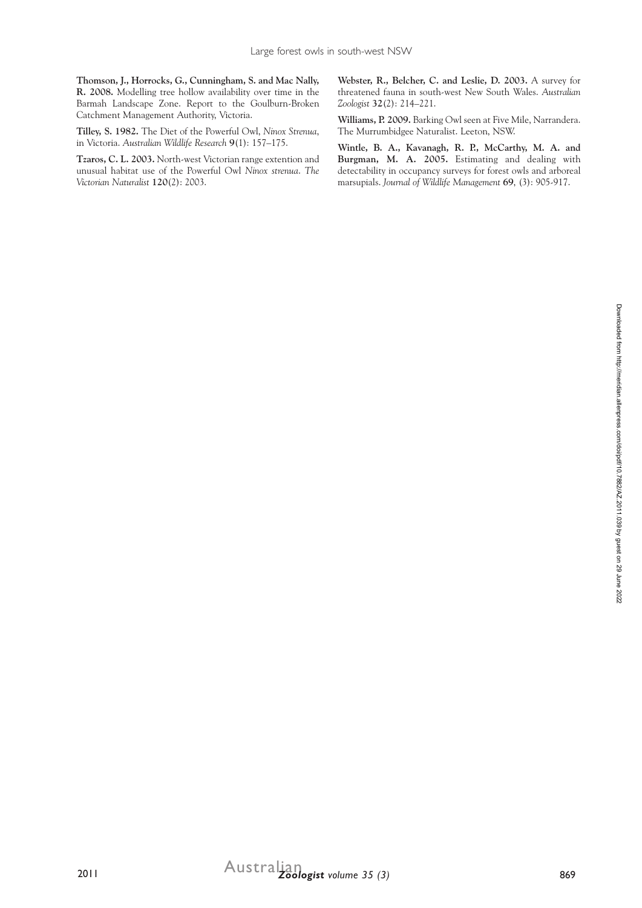**Thomson, J., Horrocks, G., Cunningham, S. and Mac Nally, R. 2008.** Modelling tree hollow availability over time in the Barmah Landscape Zone. Report to the Goulburn-Broken Catchment Management Authority, Victoria.

**Tilley, S. 1982.** The Diet of the Powerful Owl, *Ninox Strenua*, in Victoria. *Australian Wildlife Research* **9**(1): 157–175.

**Tzaros, C. L. 2003.** North-west Victorian range extention and unusual habitat use of the Powerful Owl *Ninox strenua*. *The Victorian Naturalist* **120**(2): 2003.

**Webster, R., Belcher, C. and Leslie, D. 2003.** A survey for threatened fauna in south-west New South Wales. *Australian Zoologist* **32**(2): 214–221.

**Williams, P. 2009.** Barking Owl seen at Five Mile, Narrandera. The Murrumbidgee Naturalist. Leeton, NSW.

**Wintle, B. A., Kavanagh, R. P., McCarthy, M. A. and Burgman, M. A. 2005.** Estimating and dealing with detectability in occupancy surveys for forest owls and arboreal marsupials. *Journal of Wildlife Management* **69**, (3): 905-917.